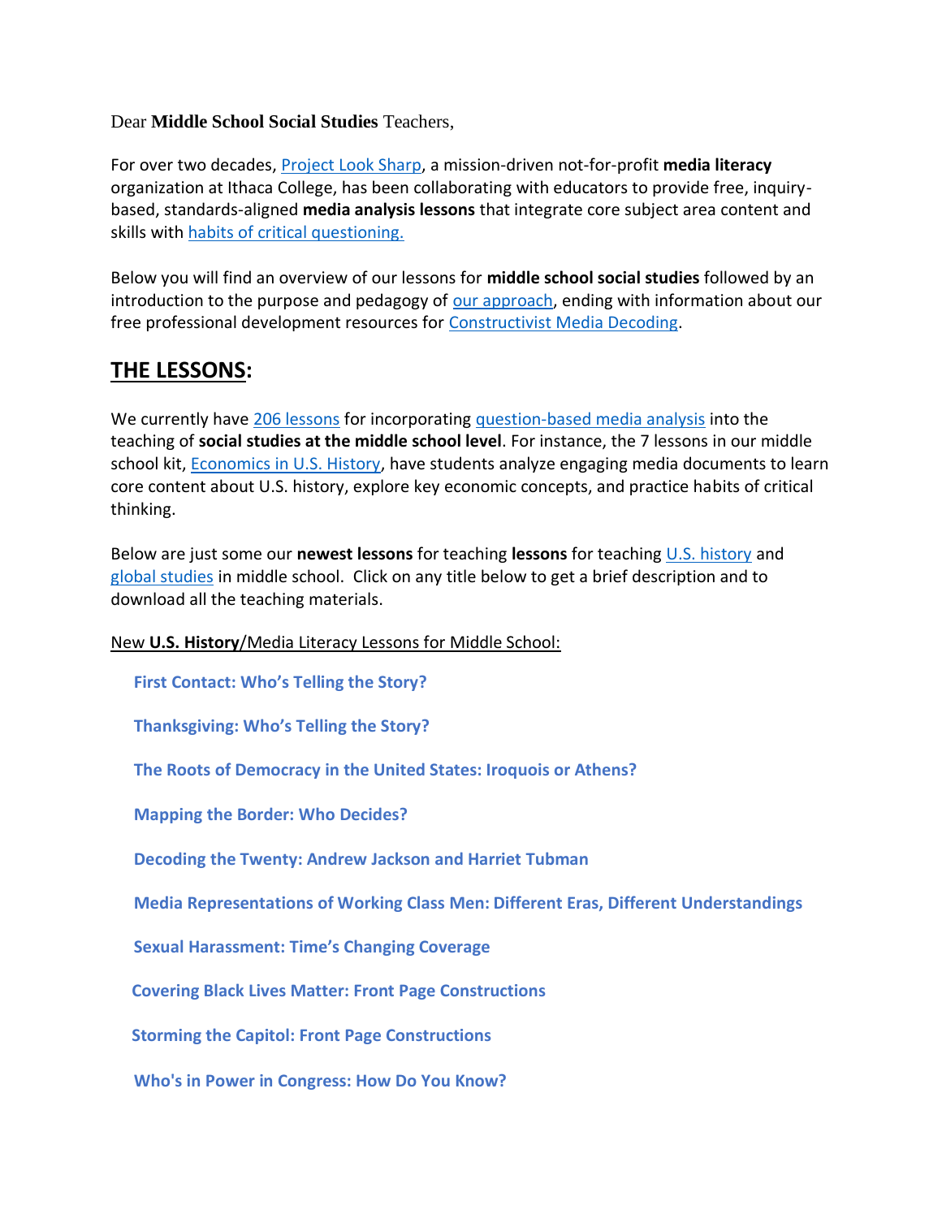Dear **Middle School Social Studies** Teachers,

For over two decades, Project Look Sharp, a mission-driven not-for-profit **media literacy** organization at Ithaca College, has been collaborating with educators to provide free, inquiry-based, standards-aligned **media analysis lessons** that integrate core subject area content and skills with habits of critical questioning.

Below you will find an overview of our lessons for **middle school social studies** followed by an introduction to the purpose and pedagogy of our approach, ending with information about our free professional development resources for Constructivist Media Decoding.

## THE LESSONS:

We currently have 206 lessons for incorporating question-based media analysis into the teaching of **social studies at the middle school level**. For instance, the 7 lessons in our middle school kit, Economics in U.S. History, have students analyze engaging media documents to learn core content about U.S. history, explore key economic concepts, and practice habits of critical thinking.

Below are just some our **newest lessons** for teaching **lessons** for teaching U.S. history and global studies in middle school. Click on any title below to get a brief description and to download all the teaching materials.

New **U.S. History**/Media Literacy Lessons for Middle School:

- **First Contact: Who's Telling the Story?**
- **Thanksgiving: Who's Telling the Story?**
- **The Roots of Democracy in the United States: Iroquois or Athens?**
- **Mapping the Border: Who Decides?**
- **Decoding the Twenty: Andrew Jackson and Harriet Tubman**
- **Media Representations of Working Class Men: Different Eras, Different Understandings**
- **Sexual Harassment: Time's Changing Coverage**
- **Covering Black Lives Matter: Front Page Constructions**
- **Storming the Capitol: Front Page Constructions**
- **Who's in Power in Congress: How Do You Know?**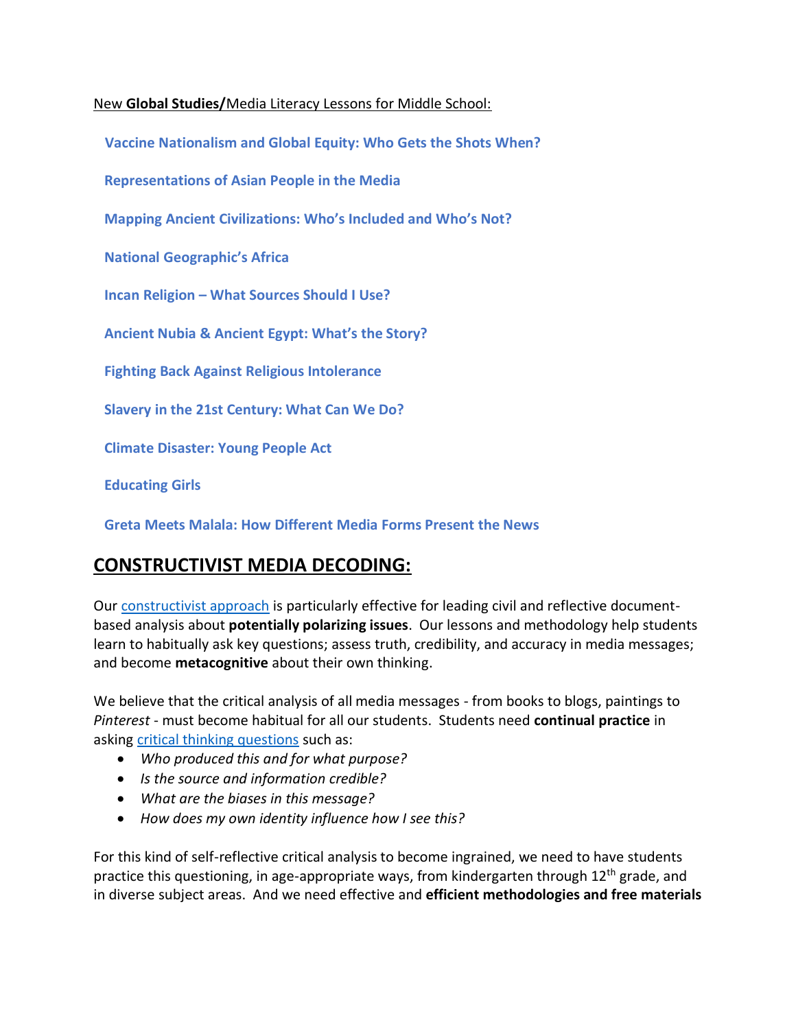New **Global Studies/**Media Literacy Lessons for Middle School:

**Vaccine Nationalism and Global Equity: Who Gets the Shots When?**

**Representations of Asian People in the Media**

**Mapping Ancient Civilizations: Who's Included and Who's Not?**

**National Geographic's Africa**

**Incan Religion – What Sources Should I Use?**

**Ancient Nubia & Ancient Egypt: What's the Story?**

**Fighting Back Against Religious Intolerance**

**Slavery in the 21st Century: What Can We Do?**

**Climate Disaster: Young People Act**

**Educating Girls**

**Greta Meets Malala: How Different Media Forms Present the News**

## CONSTRUCTIVIST MEDIA DECODING:

Our constructivist approach is particularly effective for leading civil and reflective document-based analysis about **potentially polarizing issues**. Our lessons and methodology help students learn to habitually ask key questions; assess truth, credibility, and accuracy in media messages; and become **metacognitive** about their own thinking.

We believe that the critical analysis of all media messages - from books to blogs, paintings to *Pinterest* - must become habitual for all our students. Students need **continual practice** in asking critical thinking questions such as:

- *Who produced this and for what purpose?*
- *Is the source and information credible?*
- *What are the biases in this message?*
- *How does my own identity influence how I see this?*

For this kind of self-reflective critical analysis to become ingrained, we need to have students practice this questioning, in age-appropriate ways, from kindergarten through 12th grade, and in diverse subject areas. And we need effective and **efficient methodologies and free materials**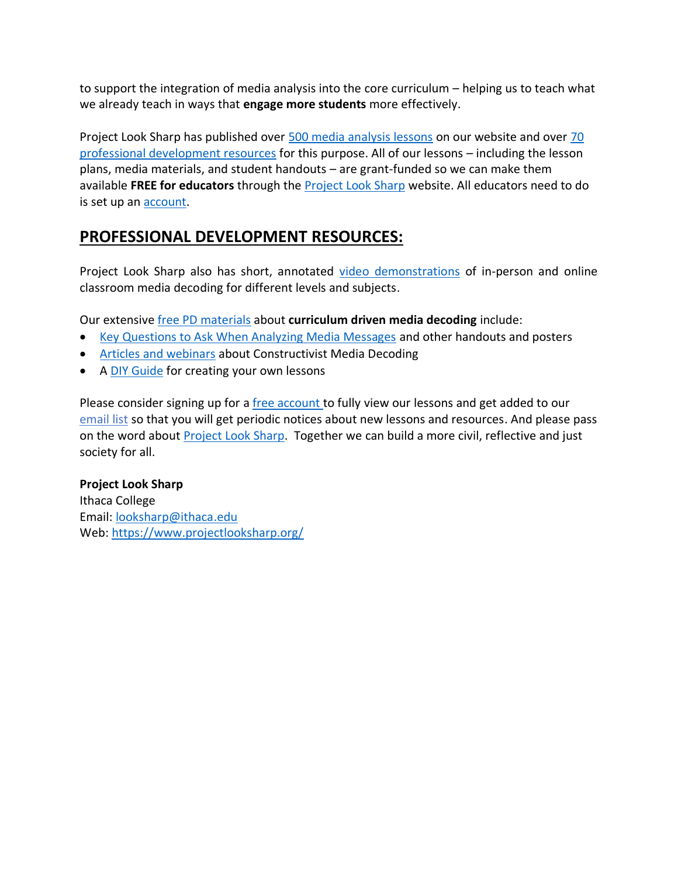to support the integration of media analysis into the core curriculum – helping us to teach what we already teach in ways that **engage more students** more effectively.

Project Look Sharp has published over 500 media analysis lessons on our website and over 70 professional development resources for this purpose. All of our lessons – including the lesson plans, media materials, and student handouts – are grant-funded so we can make them available **FREE for educators** through the Project Look Sharp website. All educators need to do is set up an account.

## PROFESSIONAL DEVELOPMENT RESOURCES:

Project Look Sharp also has short, annotated video demonstrations of in-person and online classroom media decoding for different levels and subjects.

Our extensive free PD materials about **curriculum driven media decoding** include:

- Key Questions to Ask When Analyzing Media Messages and other handouts and posters
- Articles and webinars about Constructivist Media Decoding
- A DIY Guide for creating your own lessons

Please consider signing up for a free account to fully view our lessons and get added to our email list so that you will get periodic notices about new lessons and resources. And please pass on the word about Project Look Sharp. Together we can build a more civil, reflective and just society for all.

**Project Look Sharp**
Ithaca College
Email: looksharp@ithaca.edu
Web: https://www.projectlooksharp.org/